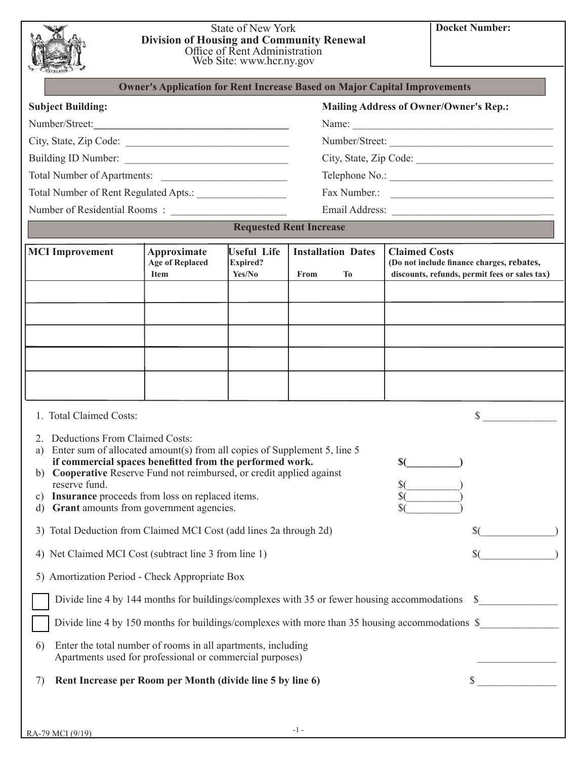State of New York
**Division of Housing and Community Renewal**
Office of Rent Administration
Web Site: www.hcr.ny.gov

**Docket Number:**

## Owner's Application for Rent Increase Based on Major Capital Improvements

**Subject Building:**

Number/Street: ______________________________

City, State, Zip Code: ______________________________

Building ID Number: ______________________________

Total Number of Apartments: ______________________

Total Number of Rent Regulated Apts.: ________________

Number of Residential Rooms : _____________________

**Mailing Address of Owner/Owner's Rep.:**

Name: ______________________________________

Number/Street: ______________________________

City, State, Zip Code: _________________________

Telephone No.: ______________________________

Fax Number.: ______________________________

Email Address: ______________________________

### Requested Rent Increase

| MCI Improvement | Approximate Age of Replaced Item | Useful Life Expired? Yes/No | Installation Dates From To | Claimed Costs (Do not include finance charges, rebates, discounts, refunds, permit fees or sales tax) |
|---|---|---|---|---|
| | | | | |
| | | | | |
| | | | | |
| | | | | |
| | | | | |

1. Total Claimed Costs: $ ______________

2. Deductions From Claimed Costs:
   a) Enter sum of allocated amount(s) from all copies of Supplement 5, line 5 **if commercial spaces benefitted from the performed work.** **$(__________)**
   b) **Cooperative** Reserve Fund not reimbursed, or credit applied against reserve fund. $(__________)
   c) **Insurance** proceeds from loss on replaced items. $(__________)
   d) **Grant** amounts from government agencies. $(__________)

3) Total Deduction from Claimed MCI Cost (add lines 2a through 2d) $(______________)

4) Net Claimed MCI Cost (subtract line 3 from line 1) $(______________)

5) Amortization Period - Check Appropriate Box

☐ Divide line 4 by 144 months for buildings/complexes with 35 or fewer housing accommodations $______________

☐ Divide line 4 by 150 months for buildings/complexes with more than 35 housing accommodations $______________

6) Enter the total number of rooms in all apartments, including Apartments used for professional or commercial purposes) ______________

7) **Rent Increase per Room per Month (divide line 5 by line 6)** $ ______________

RA-79 MCI (9/19)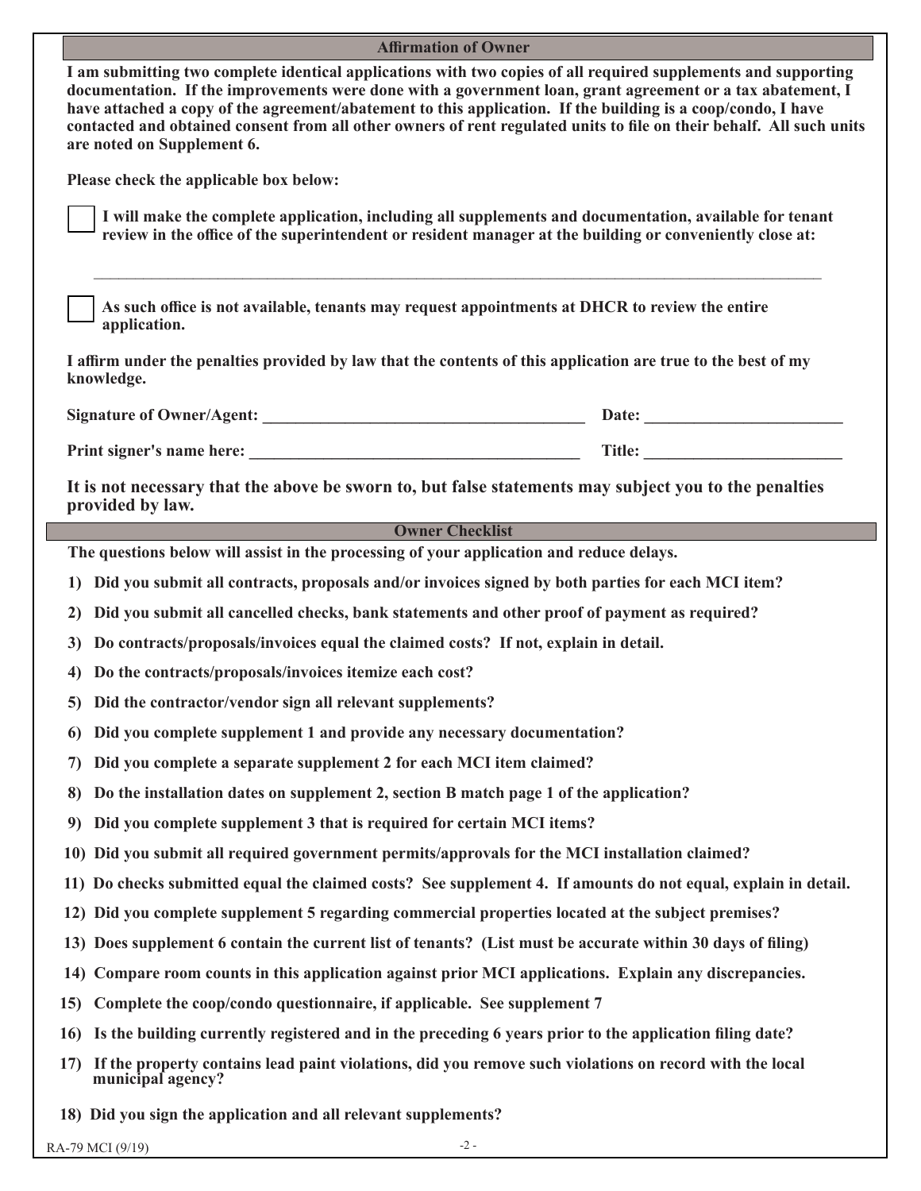## Affirmation of Owner

**I am submitting two complete identical applications with two copies of all required supplements and supporting documentation. If the improvements were done with a government loan, grant agreement or a tax abatement, I have attached a copy of the agreement/abatement to this application. If the building is a coop/condo, I have contacted and obtained consent from all other owners of rent regulated units to file on their behalf. All such units are noted on Supplement 6.**

**Please check the applicable box below:**

☐ **I will make the complete application, including all supplements and documentation, available for tenant review in the office of the superintendent or resident manager at the building or conveniently close at:**

_______________________________________________________________________________

☐ **As such office is not available, tenants may request appointments at DHCR to review the entire application.**

**I affirm under the penalties provided by law that the contents of this application are true to the best of my knowledge.**

**Signature of Owner/Agent:** ________________________________________ **Date:** ________________________

**Print signer's name here:** ________________________________________ **Title:** ________________________

**It is not necessary that the above be sworn to, but false statements may subject you to the penalties provided by law.**

## Owner Checklist

**The questions below will assist in the processing of your application and reduce delays.**

1. **Did you submit all contracts, proposals and/or invoices signed by both parties for each MCI item?**
2. **Did you submit all cancelled checks, bank statements and other proof of payment as required?**
3. **Do contracts/proposals/invoices equal the claimed costs? If not, explain in detail.**
4. **Do the contracts/proposals/invoices itemize each cost?**
5. **Did the contractor/vendor sign all relevant supplements?**
6. **Did you complete supplement 1 and provide any necessary documentation?**
7. **Did you complete a separate supplement 2 for each MCI item claimed?**
8. **Do the installation dates on supplement 2, section B match page 1 of the application?**
9. **Did you complete supplement 3 that is required for certain MCI items?**
10. **Did you submit all required government permits/approvals for the MCI installation claimed?**
11. **Do checks submitted equal the claimed costs? See supplement 4. If amounts do not equal, explain in detail.**
12. **Did you complete supplement 5 regarding commercial properties located at the subject premises?**
13. **Does supplement 6 contain the current list of tenants? (List must be accurate within 30 days of filing)**
14. **Compare room counts in this application against prior MCI applications. Explain any discrepancies.**
15. **Complete the coop/condo questionnaire, if applicable. See supplement 7**
16. **Is the building currently registered and in the preceding 6 years prior to the application filing date?**
17. **If the property contains lead paint violations, did you remove such violations on record with the local municipal agency?**
18. **Did you sign the application and all relevant supplements?**

RA-79 MCI (9/19)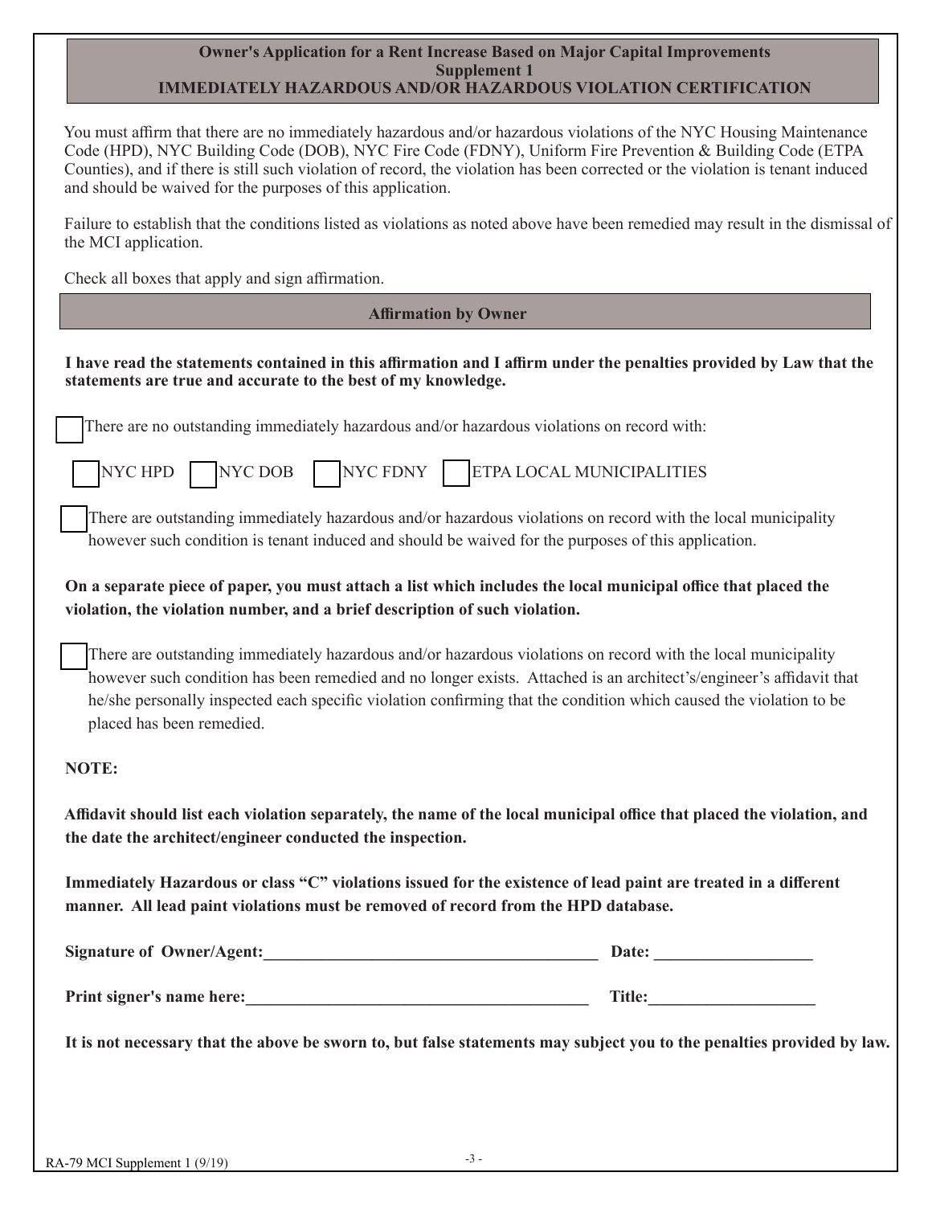# Owner's Application for a Rent Increase Based on Major Capital Improvements
## Supplement 1
## IMMEDIATELY HAZARDOUS AND/OR HAZARDOUS VIOLATION CERTIFICATION

You must affirm that there are no immediately hazardous and/or hazardous violations of the NYC Housing Maintenance Code (HPD), NYC Building Code (DOB), NYC Fire Code (FDNY), Uniform Fire Prevention & Building Code (ETPA Counties), and if there is still such violation of record, the violation has been corrected or the violation is tenant induced and should be waived for the purposes of this application.

Failure to establish that the conditions listed as violations as noted above have been remedied may result in the dismissal of the MCI application.

Check all boxes that apply and sign affirmation.

### Affirmation by Owner

**I have read the statements contained in this affirmation and I affirm under the penalties provided by Law that the statements are true and accurate to the best of my knowledge.**

☐ There are no outstanding immediately hazardous and/or hazardous violations on record with:

☐ NYC HPD ☐ NYC DOB ☐ NYC FDNY ☐ ETPA LOCAL MUNICIPALITIES

☐ There are outstanding immediately hazardous and/or hazardous violations on record with the local municipality however such condition is tenant induced and should be waived for the purposes of this application.

**On a separate piece of paper, you must attach a list which includes the local municipal office that placed the violation, the violation number, and a brief description of such violation.**

☐ There are outstanding immediately hazardous and/or hazardous violations on record with the local municipality however such condition has been remedied and no longer exists. Attached is an architect's/engineer's affidavit that he/she personally inspected each specific violation confirming that the condition which caused the violation to be placed has been remedied.

**NOTE:**

**Affidavit should list each violation separately, the name of the local municipal office that placed the violation, and the date the architect/engineer conducted the inspection.**

**Immediately Hazardous or class "C" violations issued for the existence of lead paint are treated in a different manner. All lead paint violations must be removed of record from the HPD database.**

**Signature of Owner/Agent:**__________________________________________ **Date:** ____________________

**Print signer's name here:**__________________________________________ **Title:**____________________

**It is not necessary that the above be sworn to, but false statements may subject you to the penalties provided by law.**

RA-79 MCI Supplement 1 (9/19)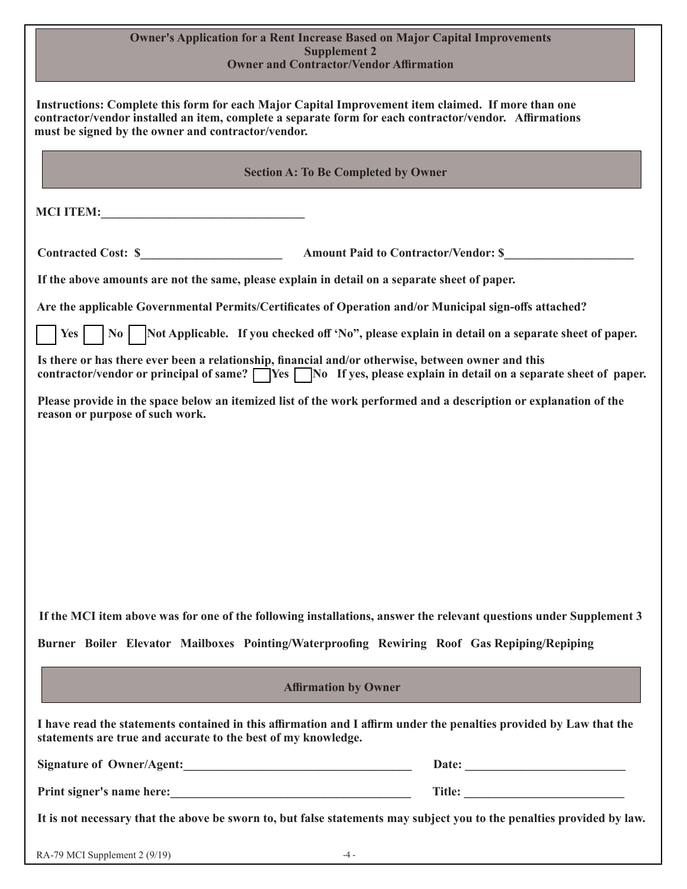## Owner's Application for a Rent Increase Based on Major Capital Improvements
## Supplement 2
## Owner and Contractor/Vendor Affirmation

**Instructions: Complete this form for each Major Capital Improvement item claimed. If more than one contractor/vendor installed an item, complete a separate form for each contractor/vendor. Affirmations must be signed by the owner and contractor/vendor.**

### Section A: To Be Completed by Owner

**MCI ITEM:**________________________________

**Contracted Cost: $**______________________ **Amount Paid to Contractor/Vendor: $**____________________

**If the above amounts are not the same, please explain in detail on a separate sheet of paper.**

**Are the applicable Governmental Permits/Certificates of Operation and/or Municipal sign-offs attached?**

☐ **Yes** ☐ **No** ☐ **Not Applicable. If you checked off 'No", please explain in detail on a separate sheet of paper.**

**Is there or has there ever been a relationship, financial and/or otherwise, between owner and this contractor/vendor or principal of same?** ☐ **Yes** ☐ **No If yes, please explain in detail on a separate sheet of paper.**

**Please provide in the space below an itemized list of the work performed and a description or explanation of the reason or purpose of such work.**

**If the MCI item above was for one of the following installations, answer the relevant questions under Supplement 3**

**Burner Boiler Elevator Mailboxes Pointing/Waterproofing Rewiring Roof Gas Repiping/Repiping**

### Affirmation by Owner

**I have read the statements contained in this affirmation and I affirm under the penalties provided by Law that the statements are true and accurate to the best of my knowledge.**

**Signature of Owner/Agent:**____________________________________ **Date:** __________________________

**Print signer's name here:**____________________________________ **Title:** __________________________

**It is not necessary that the above be sworn to, but false statements may subject you to the penalties provided by law.**

RA-79 MCI Supplement 2 (9/19)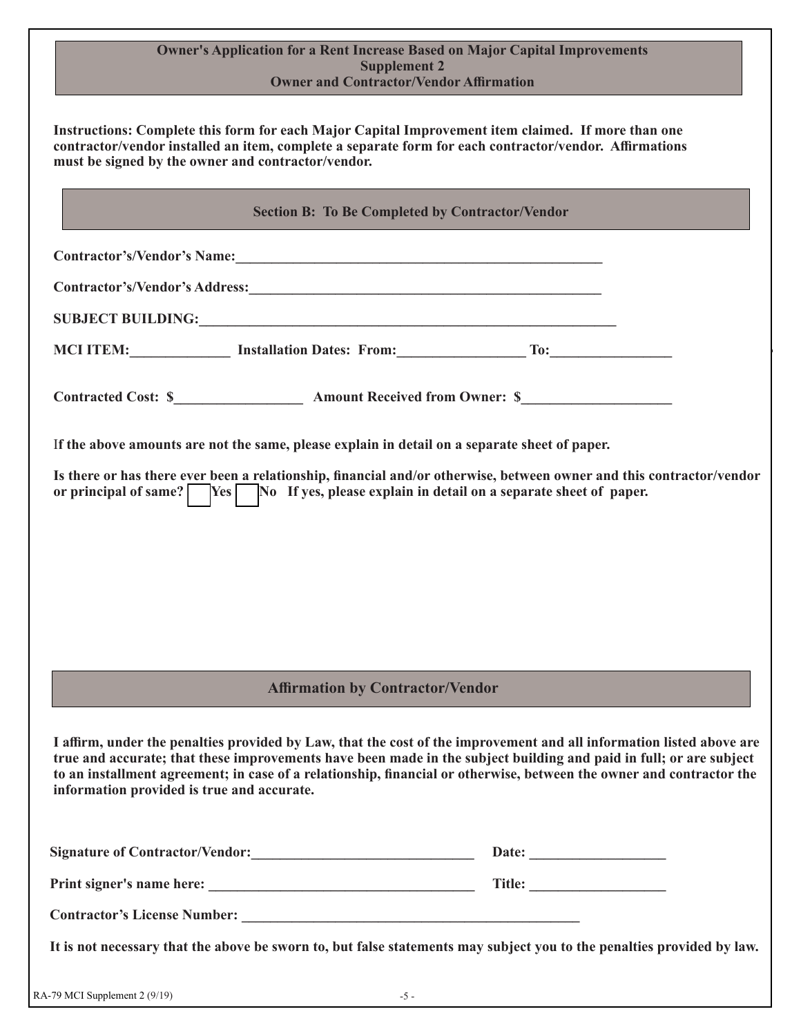# Owner's Application for a Rent Increase Based on Major Capital Improvements
## Supplement 2
## Owner and Contractor/Vendor Affirmation

**Instructions: Complete this form for each Major Capital Improvement item claimed. If more than one contractor/vendor installed an item, complete a separate form for each contractor/vendor. Affirmations must be signed by the owner and contractor/vendor.**

## Section B: To Be Completed by Contractor/Vendor

**Contractor's/Vendor's Name:**_____________________________________________________

**Contractor's/Vendor's Address:**__________________________________________________

**SUBJECT BUILDING:**____________________________________________________________

**MCI ITEM:**______________ **Installation Dates: From:**__________________ **To:**_________________

**Contracted Cost: $**__________________ **Amount Received from Owner: $**_____________________

**If the above amounts are not the same, please explain in detail on a separate sheet of paper.**

**Is there or has there ever been a relationship, financial and/or otherwise, between owner and this contractor/vendor or principal of same?** ☐ **Yes** ☐ **No If yes, please explain in detail on a separate sheet of paper.**

## Affirmation by Contractor/Vendor

**I affirm, under the penalties provided by Law, that the cost of the improvement and all information listed above are true and accurate; that these improvements have been made in the subject building and paid in full; or are subject to an installment agreement; in case of a relationship, financial or otherwise, between the owner and contractor the information provided is true and accurate.**

**Signature of Contractor/Vendor:**_______________________________ **Date:** ___________________

**Print signer's name here:** _____________________________________ **Title:** ___________________

**Contractor's License Number:** _________________________________________________

**It is not necessary that the above be sworn to, but false statements may subject you to the penalties provided by law.**

RA-79 MCI Supplement 2 (9/19)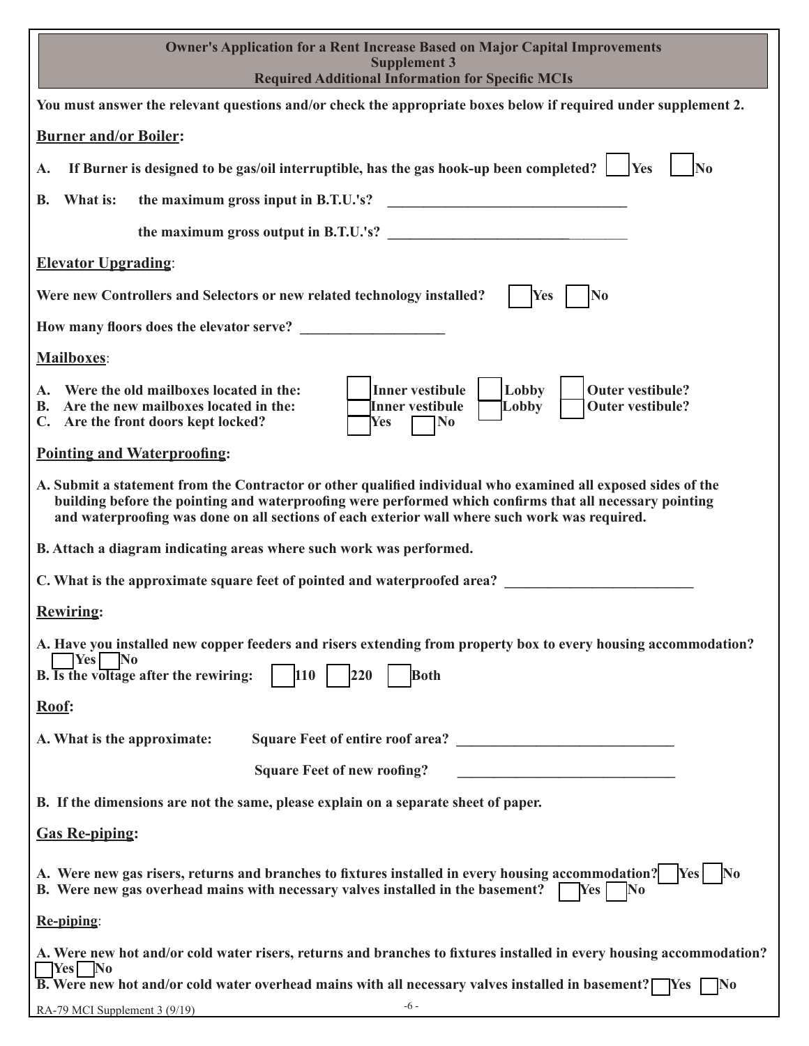**Owner's Application for a Rent Increase Based on Major Capital Improvements**
**Supplement 3**
**Required Additional Information for Specific MCIs**

**You must answer the relevant questions and/or check the appropriate boxes below if required under supplement 2.**

**Burner and/or Boiler:**

**A. If Burner is designed to be gas/oil interruptible, has the gas hook-up been completed?** ☐ **Yes** ☐ **No**

**B. What is: the maximum gross input in B.T.U.'s?** ______________________

**the maximum gross output in B.T.U.'s?** ______________________

**Elevator Upgrading:**

**Were new Controllers and Selectors or new related technology installed?** ☐ **Yes** ☐ **No**

**How many floors does the elevator serve?** ______________

**Mailboxes:**

**A. Were the old mailboxes located in the:** ☐ **Inner vestibule** ☐ **Lobby** ☐ **Outer vestibule?**
**B. Are the new mailboxes located in the:** ☐ **Inner vestibule** ☐ **Lobby** ☐ **Outer vestibule?**
**C. Are the front doors kept locked?** ☐ **Yes** ☐ **No**

**Pointing and Waterproofing:**

**A. Submit a statement from the Contractor or other qualified individual who examined all exposed sides of the building before the pointing and waterproofing were performed which confirms that all necessary pointing and waterproofing was done on all sections of each exterior wall where such work was required.**

**B. Attach a diagram indicating areas where such work was performed.**

**C. What is the approximate square feet of pointed and waterproofed area?** ______________________

**Rewiring:**

**A. Have you installed new copper feeders and risers extending from property box to every housing accommodation?** ☐ **Yes** ☐ **No**
**B. Is the voltage after the rewiring:** ☐ **110** ☐ **220** ☐ **Both**

**Roof:**

**A. What is the approximate: Square Feet of entire roof area?** ______________________

**Square Feet of new roofing?** ______________________

**B. If the dimensions are not the same, please explain on a separate sheet of paper.**

**Gas Re-piping:**

**A. Were new gas risers, returns and branches to fixtures installed in every housing accommodation?** ☐ **Yes** ☐ **No**
**B. Were new gas overhead mains with necessary valves installed in the basement?** ☐ **Yes** ☐ **No**

**Re-piping:**

**A. Were new hot and/or cold water risers, returns and branches to fixtures installed in every housing accommodation?** ☐ **Yes** ☐ **No**
**B. Were new hot and/or cold water overhead mains with all necessary valves installed in basement?** ☐ **Yes** ☐ **No**

RA-79 MCI Supplement 3 (9/19)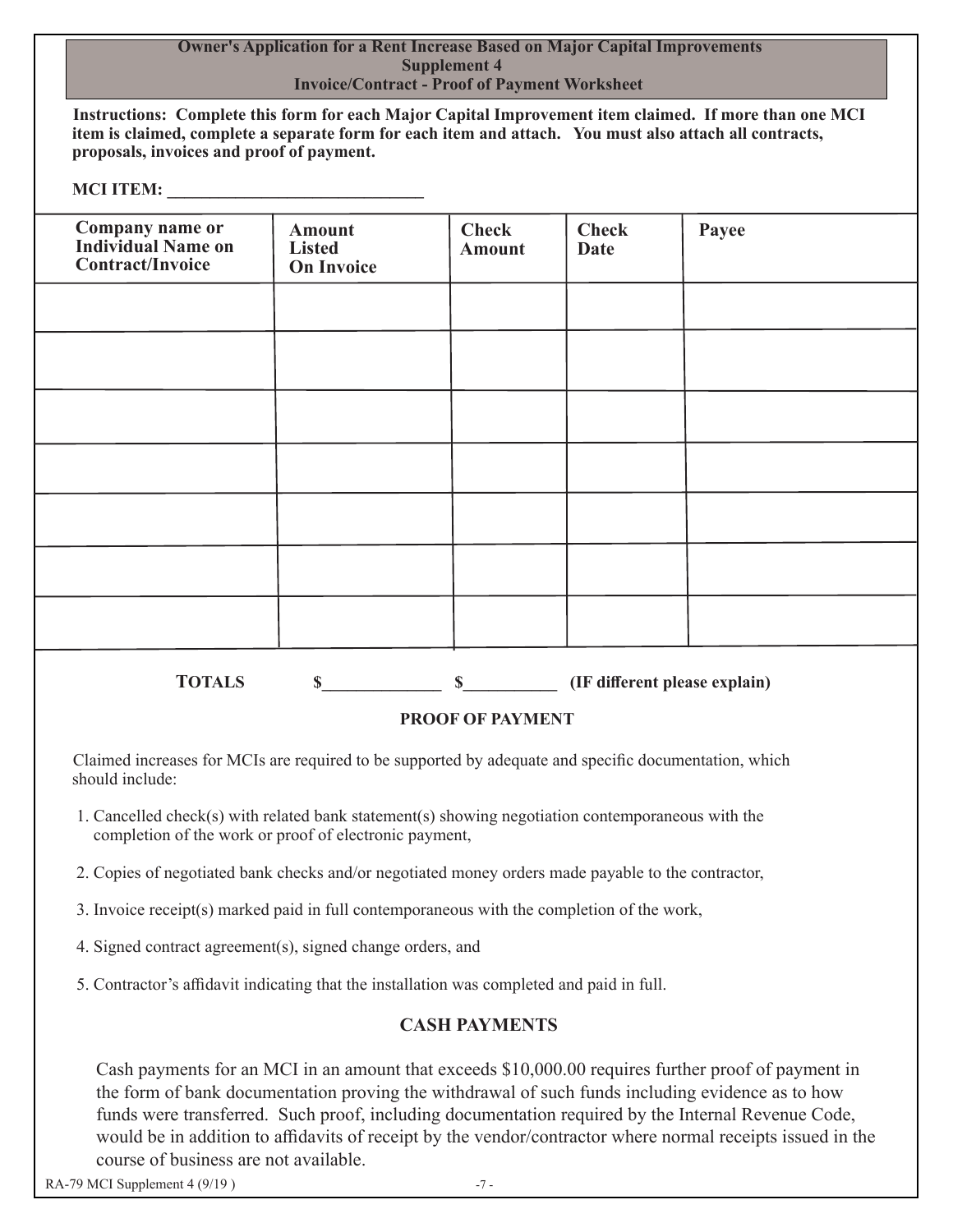# Owner's Application for a Rent Increase Based on Major Capital Improvements
## Supplement 4
## Invoice/Contract - Proof of Payment Worksheet

**Instructions: Complete this form for each Major Capital Improvement item claimed. If more than one MCI item is claimed, complete a separate form for each item and attach. You must also attach all contracts, proposals, invoices and proof of payment.**

**MCI ITEM: ______________________________**

| Company name or Individual Name on Contract/Invoice | Amount Listed On Invoice | Check Amount | Check Date | Payee |
|---|---|---|---|---|
| | | | | |
| | | | | |
| | | | | |
| | | | | |
| | | | | |
| | | | | |
| | | | | |

**TOTALS $______________ $___________ (IF different please explain)**

### PROOF OF PAYMENT

Claimed increases for MCIs are required to be supported by adequate and specific documentation, which should include:

1. Cancelled check(s) with related bank statement(s) showing negotiation contemporaneous with the completion of the work or proof of electronic payment,
2. Copies of negotiated bank checks and/or negotiated money orders made payable to the contractor,
3. Invoice receipt(s) marked paid in full contemporaneous with the completion of the work,
4. Signed contract agreement(s), signed change orders, and
5. Contractor's affidavit indicating that the installation was completed and paid in full.

### CASH PAYMENTS

Cash payments for an MCI in an amount that exceeds $10,000.00 requires further proof of payment in the form of bank documentation proving the withdrawal of such funds including evidence as to how funds were transferred. Such proof, including documentation required by the Internal Revenue Code, would be in addition to affidavits of receipt by the vendor/contractor where normal receipts issued in the course of business are not available.

RA-79 MCI Supplement 4 (9/19 )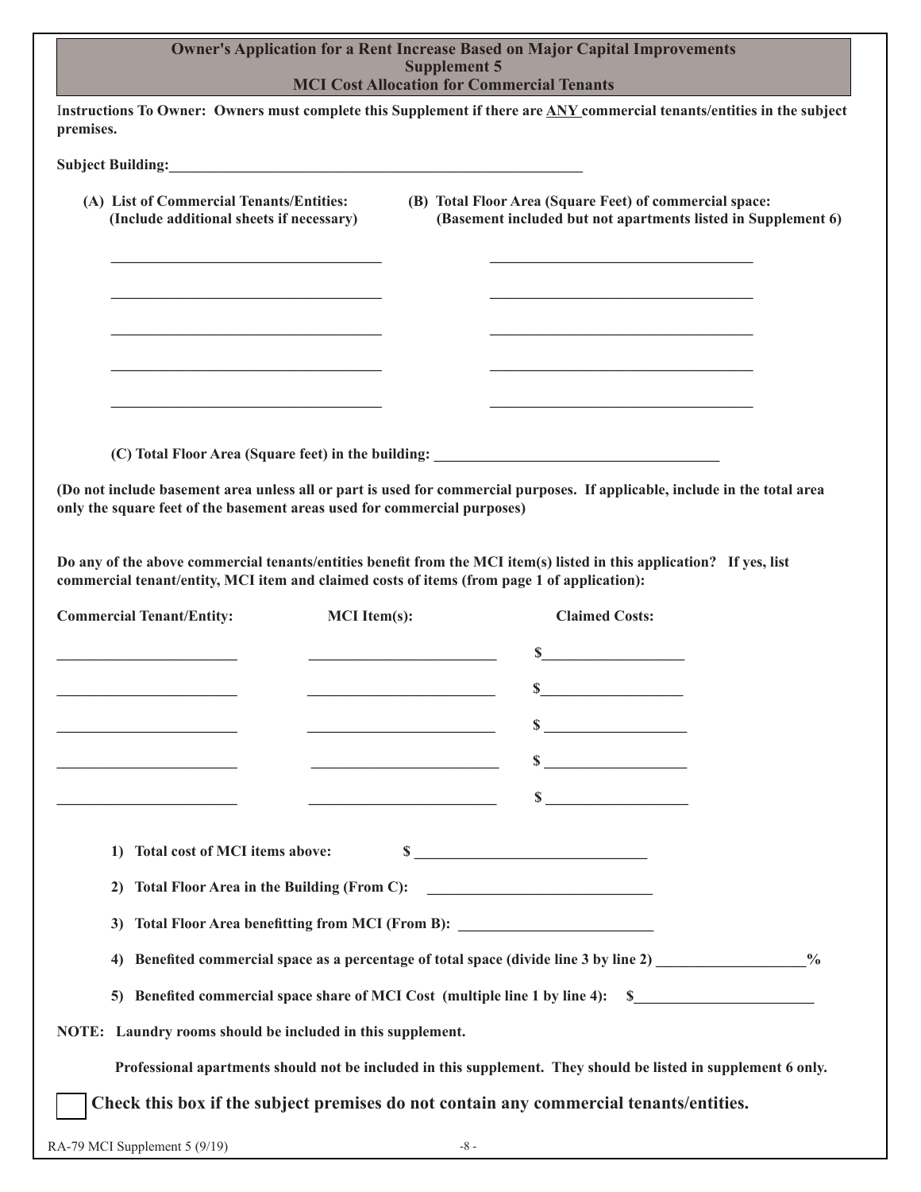# Owner's Application for a Rent Increase Based on Major Capital Improvements
## Supplement 5
## MCI Cost Allocation for Commercial Tenants

**Instructions To Owner: Owners must complete this Supplement if there are ANY commercial tenants/entities in the subject premises.**

**Subject Building:**_______________________________________________

| (A) List of Commercial Tenants/Entities: (Include additional sheets if necessary) | (B) Total Floor Area (Square Feet) of commercial space: (Basement included but not apartments listed in Supplement 6) |
|---|---|
| ______________________________ | ______________________________ |
| ______________________________ | ______________________________ |
| ______________________________ | ______________________________ |
| ______________________________ | ______________________________ |
| ______________________________ | ______________________________ |

**(C) Total Floor Area (Square feet) in the building:** ______________________________

**(Do not include basement area unless all or part is used for commercial purposes. If applicable, include in the total area only the square feet of the basement areas used for commercial purposes)**

**Do any of the above commercial tenants/entities benefit from the MCI item(s) listed in this application? If yes, list commercial tenant/entity, MCI item and claimed costs of items (from page 1 of application):**

| Commercial Tenant/Entity: | MCI Item(s): | Claimed Costs: |
|---|---|---|
| ____________________ | ____________________ | $________________ |
| ____________________ | ____________________ | $________________ |
| ____________________ | ____________________ | $________________ |
| ____________________ | ____________________ | $________________ |
| ____________________ | ____________________ | $________________ |

1) **Total cost of MCI items above:** $ ______________________________

2) **Total Floor Area in the Building (From C):** ______________________________

3) **Total Floor Area benefitting from MCI (From B):** ______________________________

4) **Benefited commercial space as a percentage of total space (divide line 3 by line 2)** ____________________%

5) **Benefited commercial space share of MCI Cost (multiple line 1 by line 4):** $________________________

**NOTE: Laundry rooms should be included in this supplement.**

**Professional apartments should not be included in this supplement. They should be listed in supplement 6 only.**

☐ **Check this box if the subject premises do not contain any commercial tenants/entities.**

RA-79 MCI Supplement 5 (9/19)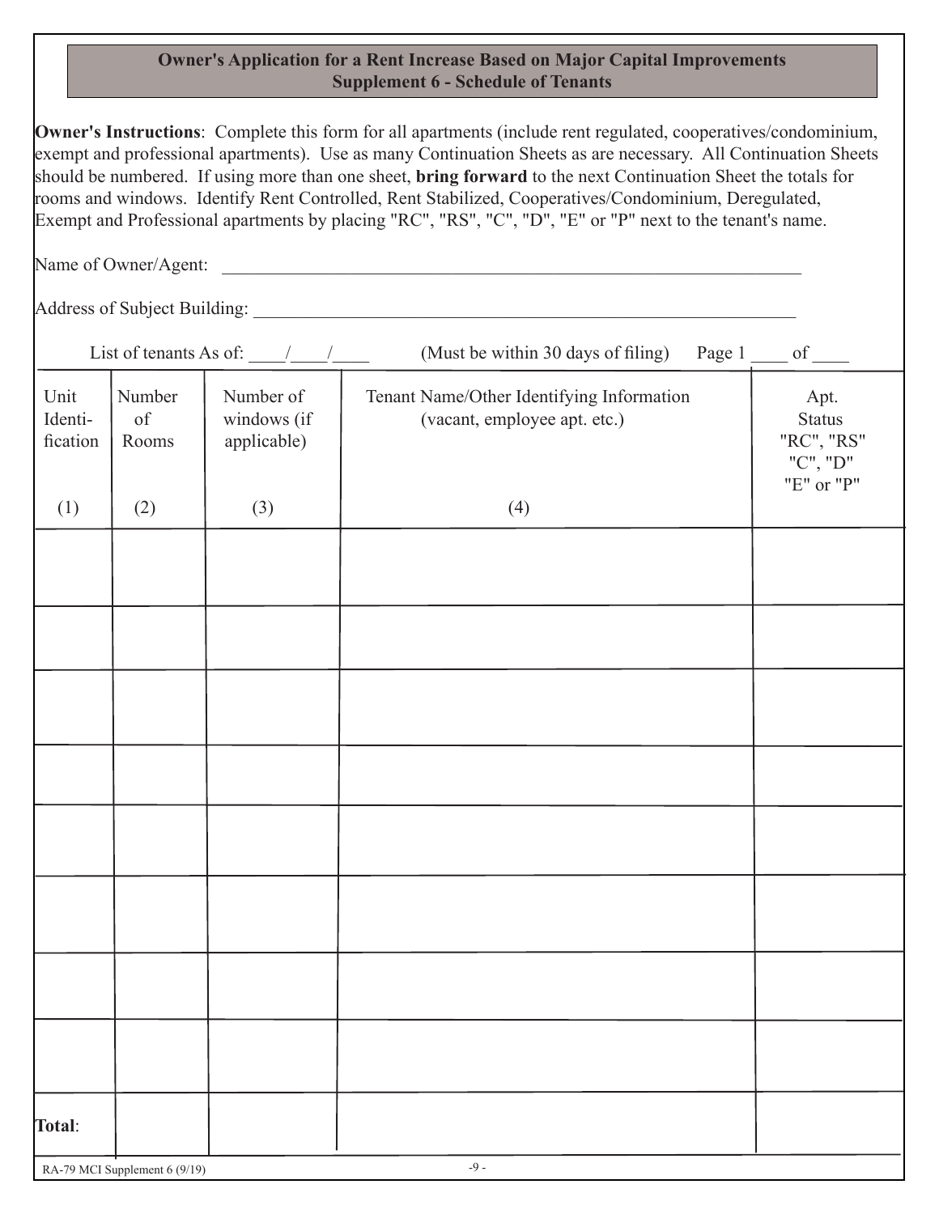## Owner's Application for a Rent Increase Based on Major Capital Improvements
## Supplement 6 - Schedule of Tenants

**Owner's Instructions**: Complete this form for all apartments (include rent regulated, cooperatives/condominium, exempt and professional apartments). Use as many Continuation Sheets as are necessary. All Continuation Sheets should be numbered. If using more than one sheet, **bring forward** to the next Continuation Sheet the totals for rooms and windows. Identify Rent Controlled, Rent Stabilized, Cooperatives/Condominium, Deregulated, Exempt and Professional apartments by placing "RC", "RS", "C", "D", "E" or "P" next to the tenant's name.

Name of Owner/Agent: ____________________________________________________________

Address of Subject Building: ______________________________________________________

List of tenants As of: ____/____/____ (Must be within 30 days of filing) Page 1 ____ of ____

| Unit Identification (1) | Number of Rooms (2) | Number of windows (if applicable) (3) | Tenant Name/Other Identifying Information (vacant, employee apt. etc.) (4) | Apt. Status "RC", "RS" "C", "D" "E" or "P" |
|---|---|---|---|---|
| | | | | |
| | | | | |
| | | | | |
| | | | | |
| | | | | |
| | | | | |
| | | | | |
| | | | | |
| **Total**: | | | | |

RA-79 MCI Supplement 6 (9/19)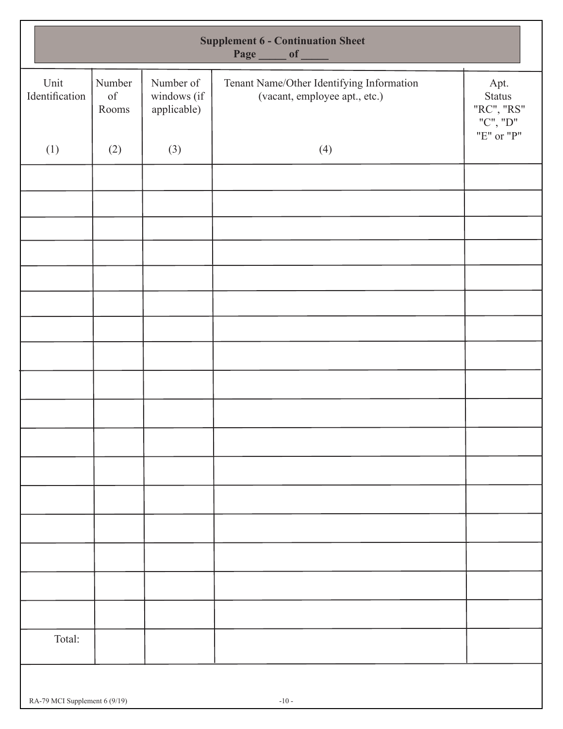**Supplement 6 - Continuation Sheet**
**Page _____ of _____**

| Unit Identification (1) | Number of Rooms (2) | Number of windows (if applicable) (3) | Tenant Name/Other Identifying Information (vacant, employee apt., etc.) (4) | Apt. Status "RC", "RS" "C", "D" "E" or "P" |
|---|---|---|---|---|
| | | | | |
| | | | | |
| | | | | |
| | | | | |
| | | | | |
| | | | | |
| | | | | |
| | | | | |
| | | | | |
| | | | | |
| | | | | |
| | | | | |
| | | | | |
| | | | | |
| | | | | |
| | | | | |
| | | | | |
| Total: | | | | |

RA-79 MCI Supplement 6 (9/19)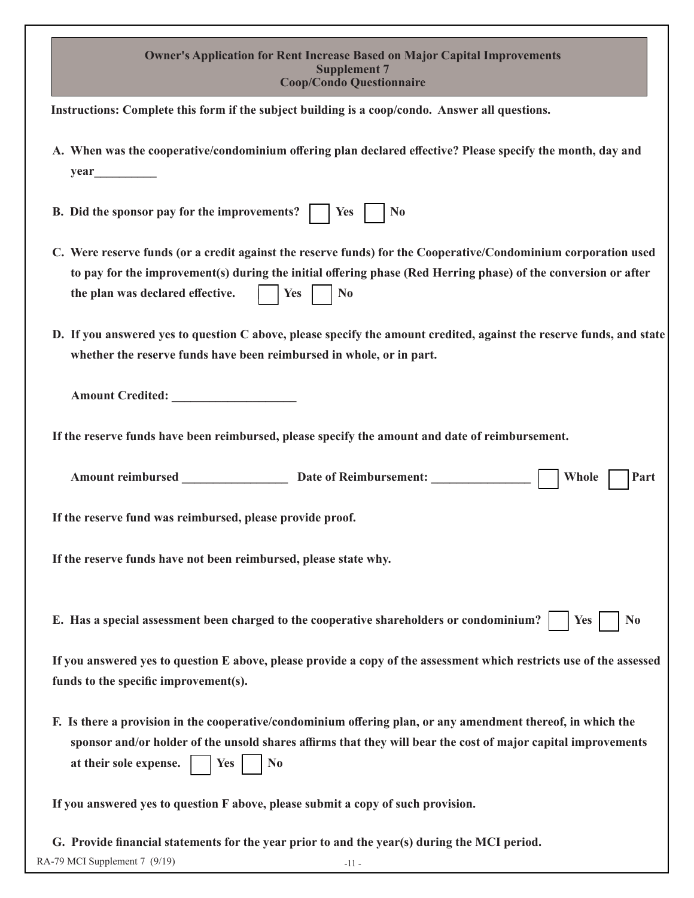## Owner's Application for Rent Increase Based on Major Capital Improvements
## Supplement 7
## Coop/Condo Questionnaire

**Instructions: Complete this form if the subject building is a coop/condo. Answer all questions.**

**A. When was the cooperative/condominium offering plan declared effective? Please specify the month, day and year__________**

**B. Did the sponsor pay for the improvements?** ☐ **Yes** ☐ **No**

**C. Were reserve funds (or a credit against the reserve funds) for the Cooperative/Condominium corporation used to pay for the improvement(s) during the initial offering phase (Red Herring phase) of the conversion or after the plan was declared effective.** ☐ **Yes** ☐ **No**

**D. If you answered yes to question C above, please specify the amount credited, against the reserve funds, and state whether the reserve funds have been reimbursed in whole, or in part.**

**Amount Credited: ____________________**

**If the reserve funds have been reimbursed, please specify the amount and date of reimbursement.**

**Amount reimbursed _________________ Date of Reimbursement: ________________** ☐ **Whole** ☐ **Part**

**If the reserve fund was reimbursed, please provide proof.**

**If the reserve funds have not been reimbursed, please state why.**

**E. Has a special assessment been charged to the cooperative shareholders or condominium?** ☐ **Yes** ☐ **No**

**If you answered yes to question E above, please provide a copy of the assessment which restricts use of the assessed funds to the specific improvement(s).**

**F. Is there a provision in the cooperative/condominium offering plan, or any amendment thereof, in which the sponsor and/or holder of the unsold shares affirms that they will bear the cost of major capital improvements at their sole expense.** ☐ **Yes** ☐ **No**

**If you answered yes to question F above, please submit a copy of such provision.**

**G. Provide financial statements for the year prior to and the year(s) during the MCI period.**

RA-79 MCI Supplement 7 (9/19)